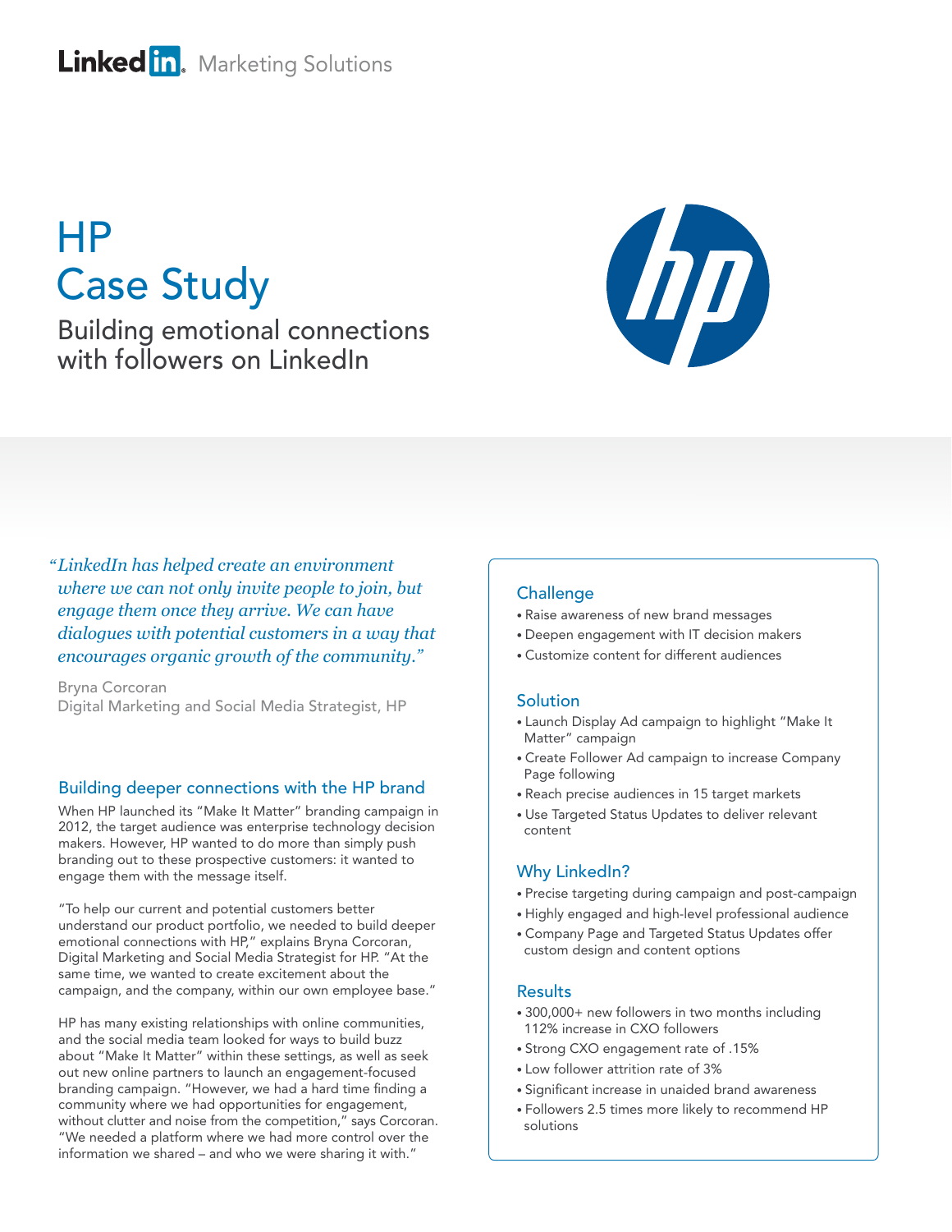LinkedIn Marketing Solutions

# HP Case Study

## Building emotional connections with followers on LinkedIn

*"LinkedIn has helped create an environment where we can not only invite people to join, but engage them once they arrive. We can have dialogues with potential customers in a way that encourages organic growth of the community."*

Bryna Corcoran
Digital Marketing and Social Media Strategist, HP

### Building deeper connections with the HP brand

When HP launched its "Make It Matter" branding campaign in 2012, the target audience was enterprise technology decision makers. However, HP wanted to do more than simply push branding out to these prospective customers: it wanted to engage them with the message itself.

"To help our current and potential customers better understand our product portfolio, we needed to build deeper emotional connections with HP," explains Bryna Corcoran, Digital Marketing and Social Media Strategist for HP. "At the same time, we wanted to create excitement about the campaign, and the company, within our own employee base."

HP has many existing relationships with online communities, and the social media team looked for ways to build buzz about "Make It Matter" within these settings, as well as seek out new online partners to launch an engagement-focused branding campaign. "However, we had a hard time finding a community where we had opportunities for engagement, without clutter and noise from the competition," says Corcoran. "We needed a platform where we had more control over the information we shared – and who we were sharing it with."

### Challenge

- Raise awareness of new brand messages
- Deepen engagement with IT decision makers
- Customize content for different audiences

### Solution

- Launch Display Ad campaign to highlight "Make It Matter" campaign
- Create Follower Ad campaign to increase Company Page following
- Reach precise audiences in 15 target markets
- Use Targeted Status Updates to deliver relevant content

### Why LinkedIn?

- Precise targeting during campaign and post-campaign
- Highly engaged and high-level professional audience
- Company Page and Targeted Status Updates offer custom design and content options

### Results

- 300,000+ new followers in two months including 112% increase in CXO followers
- Strong CXO engagement rate of .15%
- Low follower attrition rate of 3%
- Significant increase in unaided brand awareness
- Followers 2.5 times more likely to recommend HP solutions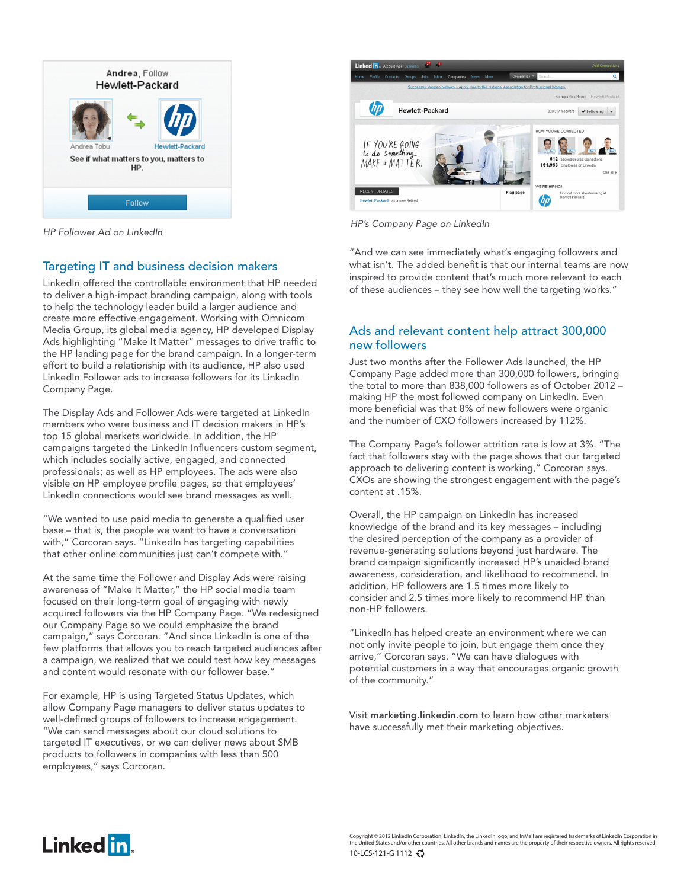*HP Follower Ad on LinkedIn*

## Targeting IT and business decision makers

LinkedIn offered the controllable environment that HP needed to deliver a high-impact branding campaign, along with tools to help the technology leader build a larger audience and create more effective engagement. Working with Omnicom Media Group, its global media agency, HP developed Display Ads highlighting "Make It Matter" messages to drive traffic to the HP landing page for the brand campaign. In a longer-term effort to build a relationship with its audience, HP also used LinkedIn Follower ads to increase followers for its LinkedIn Company Page.

The Display Ads and Follower Ads were targeted at LinkedIn members who were business and IT decision makers in HP's top 15 global markets worldwide. In addition, the HP campaigns targeted the LinkedIn Influencers custom segment, which includes socially active, engaged, and connected professionals; as well as HP employees. The ads were also visible on HP employee profile pages, so that employees' LinkedIn connections would see brand messages as well.

"We wanted to use paid media to generate a qualified user base – that is, the people we want to have a conversation with," Corcoran says. "LinkedIn has targeting capabilities that other online communities just can't compete with."

At the same time the Follower and Display Ads were raising awareness of "Make It Matter," the HP social media team focused on their long-term goal of engaging with newly acquired followers via the HP Company Page. "We redesigned our Company Page so we could emphasize the brand campaign," says Corcoran. "And since LinkedIn is one of the few platforms that allows you to reach targeted audiences after a campaign, we realized that we could test how key messages and content would resonate with our follower base."

For example, HP is using Targeted Status Updates, which allow Company Page managers to deliver status updates to well-defined groups of followers to increase engagement. "We can send messages about our cloud solutions to targeted IT executives, or we can deliver news about SMB products to followers in companies with less than 500 employees," says Corcoran.

*HP's Company Page on LinkedIn*

"And we can see immediately what's engaging followers and what isn't. The added benefit is that our internal teams are now inspired to provide content that's much more relevant to each of these audiences – they see how well the targeting works."

## Ads and relevant content help attract 300,000 new followers

Just two months after the Follower Ads launched, the HP Company Page added more than 300,000 followers, bringing the total to more than 838,000 followers as of October 2012 – making HP the most followed company on LinkedIn. Even more beneficial was that 8% of new followers were organic and the number of CXO followers increased by 112%.

The Company Page's follower attrition rate is low at 3%. "The fact that followers stay with the page shows that our targeted approach to delivering content is working," Corcoran says. CXOs are showing the strongest engagement with the page's content at .15%.

Overall, the HP campaign on LinkedIn has increased knowledge of the brand and its key messages – including the desired perception of the company as a provider of revenue-generating solutions beyond just hardware. The brand campaign significantly increased HP's unaided brand awareness, consideration, and likelihood to recommend. In addition, HP followers are 1.5 times more likely to consider and 2.5 times more likely to recommend HP than non-HP followers.

"LinkedIn has helped create an environment where we can not only invite people to join, but engage them once they arrive," Corcoran says. "We can have dialogues with potential customers in a way that encourages organic growth of the community."

Visit **marketing.linkedin.com** to learn how other marketers have successfully met their marketing objectives.

Copyright © 2012 LinkedIn Corporation. LinkedIn, the LinkedIn logo, and InMail are registered trademarks of LinkedIn Corporation in the United States and/or other countries. All other brands and names are the property of their respective owners. All rights reserved.

10-LCS-121-G 1112